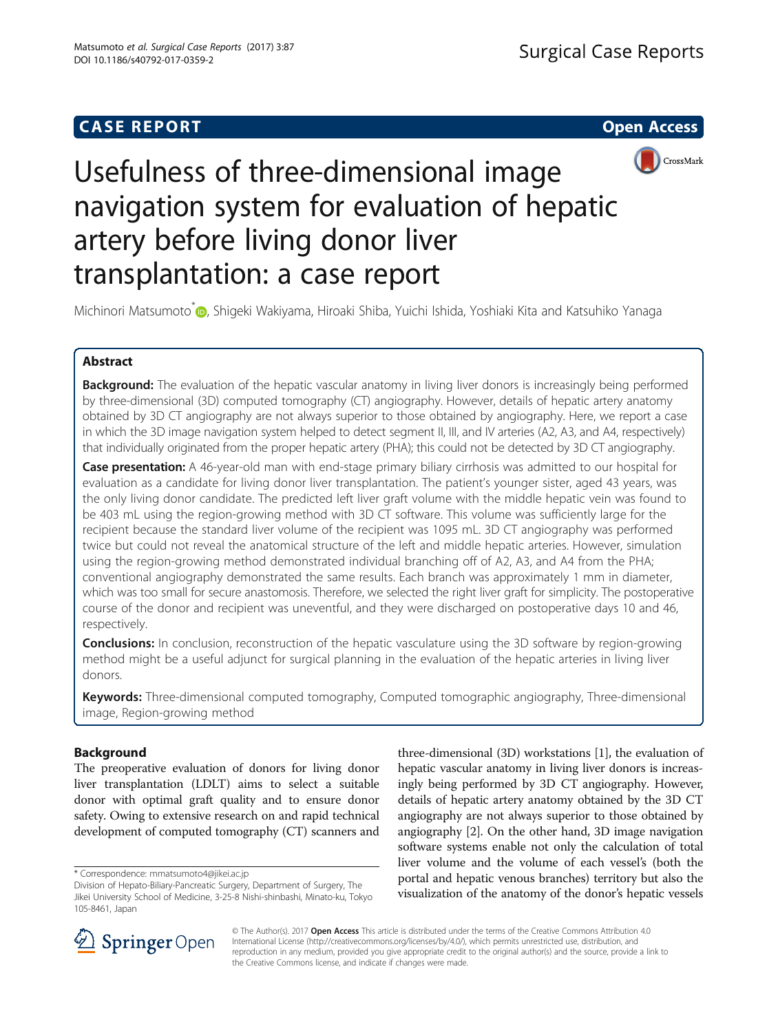CASE REPORT

Open Access

# Usefulness of three-dimensional image navigation system for evaluation of hepatic artery before living donor liver transplantation: a case report

Michinori Matsumoto*, Shigeki Wakiyama, Hiroaki Shiba, Yuichi Ishida, Yoshiaki Kita and Katsuhiko Yanaga

## Abstract

**Background:** The evaluation of the hepatic vascular anatomy in living liver donors is increasingly being performed by three-dimensional (3D) computed tomography (CT) angiography. However, details of hepatic artery anatomy obtained by 3D CT angiography are not always superior to those obtained by angiography. Here, we report a case in which the 3D image navigation system helped to detect segment II, III, and IV arteries (A2, A3, and A4, respectively) that individually originated from the proper hepatic artery (PHA); this could not be detected by 3D CT angiography.

**Case presentation:** A 46-year-old man with end-stage primary biliary cirrhosis was admitted to our hospital for evaluation as a candidate for living donor liver transplantation. The patient's younger sister, aged 43 years, was the only living donor candidate. The predicted left liver graft volume with the middle hepatic vein was found to be 403 mL using the region-growing method with 3D CT software. This volume was sufficiently large for the recipient because the standard liver volume of the recipient was 1095 mL. 3D CT angiography was performed twice but could not reveal the anatomical structure of the left and middle hepatic arteries. However, simulation using the region-growing method demonstrated individual branching off of A2, A3, and A4 from the PHA; conventional angiography demonstrated the same results. Each branch was approximately 1 mm in diameter, which was too small for secure anastomosis. Therefore, we selected the right liver graft for simplicity. The postoperative course of the donor and recipient was uneventful, and they were discharged on postoperative days 10 and 46, respectively.

**Conclusions:** In conclusion, reconstruction of the hepatic vasculature using the 3D software by region-growing method might be a useful adjunct for surgical planning in the evaluation of the hepatic arteries in living liver donors.

**Keywords:** Three-dimensional computed tomography, Computed tomographic angiography, Three-dimensional image, Region-growing method

## Background

The preoperative evaluation of donors for living donor liver transplantation (LDLT) aims to select a suitable donor with optimal graft quality and to ensure donor safety. Owing to extensive research on and rapid technical development of computed tomography (CT) scanners and three-dimensional (3D) workstations [1], the evaluation of hepatic vascular anatomy in living liver donors is increasingly being performed by 3D CT angiography. However, details of hepatic artery anatomy obtained by the 3D CT angiography are not always superior to those obtained by angiography [2]. On the other hand, 3D image navigation software systems enable not only the calculation of total liver volume and the volume of each vessel's (both the portal and hepatic venous branches) territory but also the visualization of the anatomy of the donor's hepatic vessels

* Correspondence: mmatsumoto4@jikei.ac.jp
Division of Hepato-Biliary-Pancreatic Surgery, Department of Surgery, The Jikei University School of Medicine, 3-25-8 Nishi-shinbashi, Minato-ku, Tokyo 105-8461, Japan

© The Author(s). 2017 **Open Access** This article is distributed under the terms of the Creative Commons Attribution 4.0 International License (http://creativecommons.org/licenses/by/4.0/), which permits unrestricted use, distribution, and reproduction in any medium, provided you give appropriate credit to the original author(s) and the source, provide a link to the Creative Commons license, and indicate if changes were made.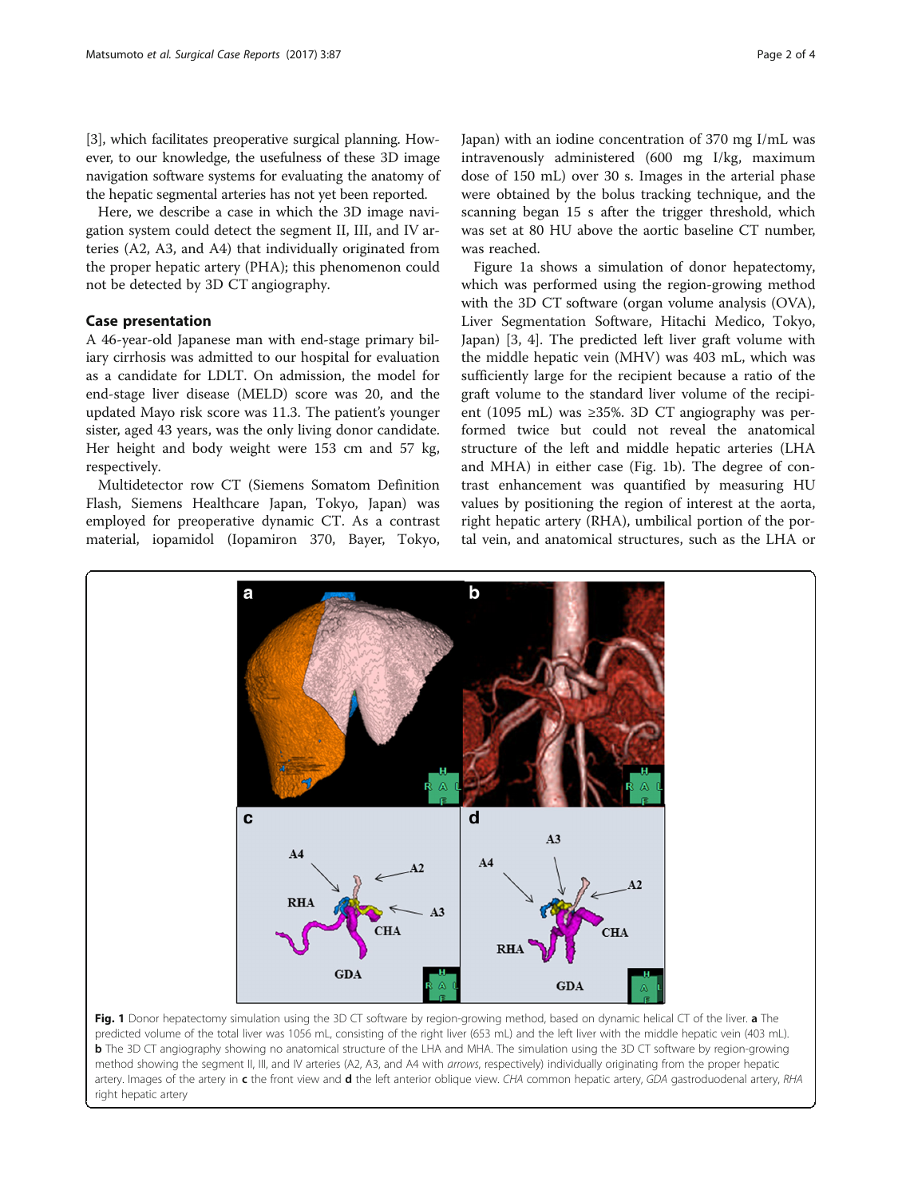[3], which facilitates preoperative surgical planning. However, to our knowledge, the usefulness of these 3D image navigation software systems for evaluating the anatomy of the hepatic segmental arteries has not yet been reported.

Here, we describe a case in which the 3D image navigation system could detect the segment II, III, and IV arteries (A2, A3, and A4) that individually originated from the proper hepatic artery (PHA); this phenomenon could not be detected by 3D CT angiography.

## Case presentation

A 46-year-old Japanese man with end-stage primary biliary cirrhosis was admitted to our hospital for evaluation as a candidate for LDLT. On admission, the model for end-stage liver disease (MELD) score was 20, and the updated Mayo risk score was 11.3. The patient's younger sister, aged 43 years, was the only living donor candidate. Her height and body weight were 153 cm and 57 kg, respectively.

Multidetector row CT (Siemens Somatom Definition Flash, Siemens Healthcare Japan, Tokyo, Japan) was employed for preoperative dynamic CT. As a contrast material, iopamidol (Iopamiron 370, Bayer, Tokyo, Japan) with an iodine concentration of 370 mg I/mL was intravenously administered (600 mg I/kg, maximum dose of 150 mL) over 30 s. Images in the arterial phase were obtained by the bolus tracking technique, and the scanning began 15 s after the trigger threshold, which was set at 80 HU above the aortic baseline CT number, was reached.

Figure 1a shows a simulation of donor hepatectomy, which was performed using the region-growing method with the 3D CT software (organ volume analysis (OVA), Liver Segmentation Software, Hitachi Medico, Tokyo, Japan) [3, 4]. The predicted left liver graft volume with the middle hepatic vein (MHV) was 403 mL, which was sufficiently large for the recipient because a ratio of the graft volume to the standard liver volume of the recipient (1095 mL) was ≥35%. 3D CT angiography was performed twice but could not reveal the anatomical structure of the left and middle hepatic arteries (LHA and MHA) in either case (Fig. 1b). The degree of contrast enhancement was quantified by measuring HU values by positioning the region of interest at the aorta, right hepatic artery (RHA), umbilical portion of the portal vein, and anatomical structures, such as the LHA or

**Fig. 1** Donor hepatectomy simulation using the 3D CT software by region-growing method, based on dynamic helical CT of the liver. **a** The predicted volume of the total liver was 1056 mL, consisting of the right liver (653 mL) and the left liver with the middle hepatic vein (403 mL). **b** The 3D CT angiography showing no anatomical structure of the LHA and MHA. The simulation using the 3D CT software by region-growing method showing the segment II, III, and IV arteries (A2, A3, and A4 with *arrows*, respectively) individually originating from the proper hepatic artery. Images of the artery in **c** the front view and **d** the left anterior oblique view. *CHA* common hepatic artery, *GDA* gastroduodenal artery, *RHA* right hepatic artery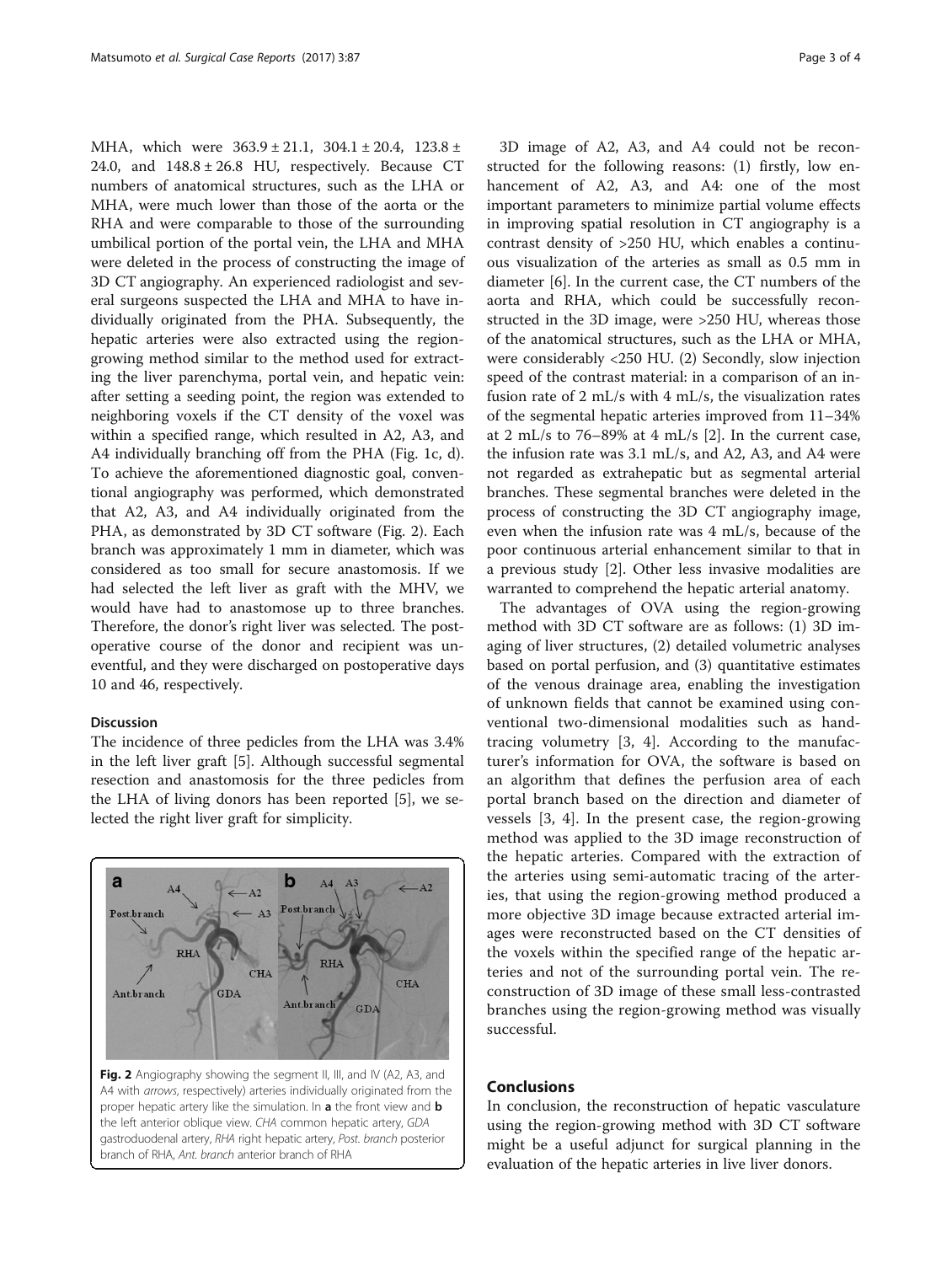MHA, which were 363.9 ± 21.1, 304.1 ± 20.4, 123.8 ± 24.0, and 148.8 ± 26.8 HU, respectively. Because CT numbers of anatomical structures, such as the LHA or MHA, were much lower than those of the aorta or the RHA and were comparable to those of the surrounding umbilical portion of the portal vein, the LHA and MHA were deleted in the process of constructing the image of 3D CT angiography. An experienced radiologist and several surgeons suspected the LHA and MHA to have individually originated from the PHA. Subsequently, the hepatic arteries were also extracted using the region-growing method similar to the method used for extracting the liver parenchyma, portal vein, and hepatic vein: after setting a seeding point, the region was extended to neighboring voxels if the CT density of the voxel was within a specified range, which resulted in A2, A3, and A4 individually branching off from the PHA (Fig. 1c, d). To achieve the aforementioned diagnostic goal, conventional angiography was performed, which demonstrated that A2, A3, and A4 individually originated from the PHA, as demonstrated by 3D CT software (Fig. 2). Each branch was approximately 1 mm in diameter, which was considered as too small for secure anastomosis. If we had selected the left liver as graft with the MHV, we would have had to anastomose up to three branches. Therefore, the donor's right liver was selected. The postoperative course of the donor and recipient was uneventful, and they were discharged on postoperative days 10 and 46, respectively.

## Discussion

The incidence of three pedicles from the LHA was 3.4% in the left liver graft [5]. Although successful segmental resection and anastomosis for the three pedicles from the LHA of living donors has been reported [5], we selected the right liver graft for simplicity.

**Fig. 2** Angiography showing the segment II, III, and IV (A2, A3, and A4 with *arrows*, respectively) arteries individually originated from the proper hepatic artery like the simulation. In **a** the front view and **b** the left anterior oblique view. *CHA* common hepatic artery, *GDA* gastroduodenal artery, *RHA* right hepatic artery, *Post. branch* posterior branch of RHA, *Ant. branch* anterior branch of RHA

3D image of A2, A3, and A4 could not be reconstructed for the following reasons: (1) firstly, low enhancement of A2, A3, and A4: one of the most important parameters to minimize partial volume effects in improving spatial resolution in CT angiography is a contrast density of >250 HU, which enables a continuous visualization of the arteries as small as 0.5 mm in diameter [6]. In the current case, the CT numbers of the aorta and RHA, which could be successfully reconstructed in the 3D image, were >250 HU, whereas those of the anatomical structures, such as the LHA or MHA, were considerably <250 HU. (2) Secondly, slow injection speed of the contrast material: in a comparison of an infusion rate of 2 mL/s with 4 mL/s, the visualization rates of the segmental hepatic arteries improved from 11–34% at 2 mL/s to 76–89% at 4 mL/s [2]. In the current case, the infusion rate was 3.1 mL/s, and A2, A3, and A4 were not regarded as extrahepatic but as segmental arterial branches. These segmental branches were deleted in the process of constructing the 3D CT angiography image, even when the infusion rate was 4 mL/s, because of the poor continuous arterial enhancement similar to that in a previous study [2]. Other less invasive modalities are warranted to comprehend the hepatic arterial anatomy.

The advantages of OVA using the region-growing method with 3D CT software are as follows: (1) 3D imaging of liver structures, (2) detailed volumetric analyses based on portal perfusion, and (3) quantitative estimates of the venous drainage area, enabling the investigation of unknown fields that cannot be examined using conventional two-dimensional modalities such as hand-tracing volumetry [3, 4]. According to the manufacturer's information for OVA, the software is based on an algorithm that defines the perfusion area of each portal branch based on the direction and diameter of vessels [3, 4]. In the present case, the region-growing method was applied to the 3D image reconstruction of the hepatic arteries. Compared with the extraction of the arteries using semi-automatic tracing of the arteries, that using the region-growing method produced a more objective 3D image because extracted arterial images were reconstructed based on the CT densities of the voxels within the specified range of the hepatic arteries and not of the surrounding portal vein. The reconstruction of 3D image of these small less-contrasted branches using the region-growing method was visually successful.

## Conclusions

In conclusion, the reconstruction of hepatic vasculature using the region-growing method with 3D CT software might be a useful adjunct for surgical planning in the evaluation of the hepatic arteries in live liver donors.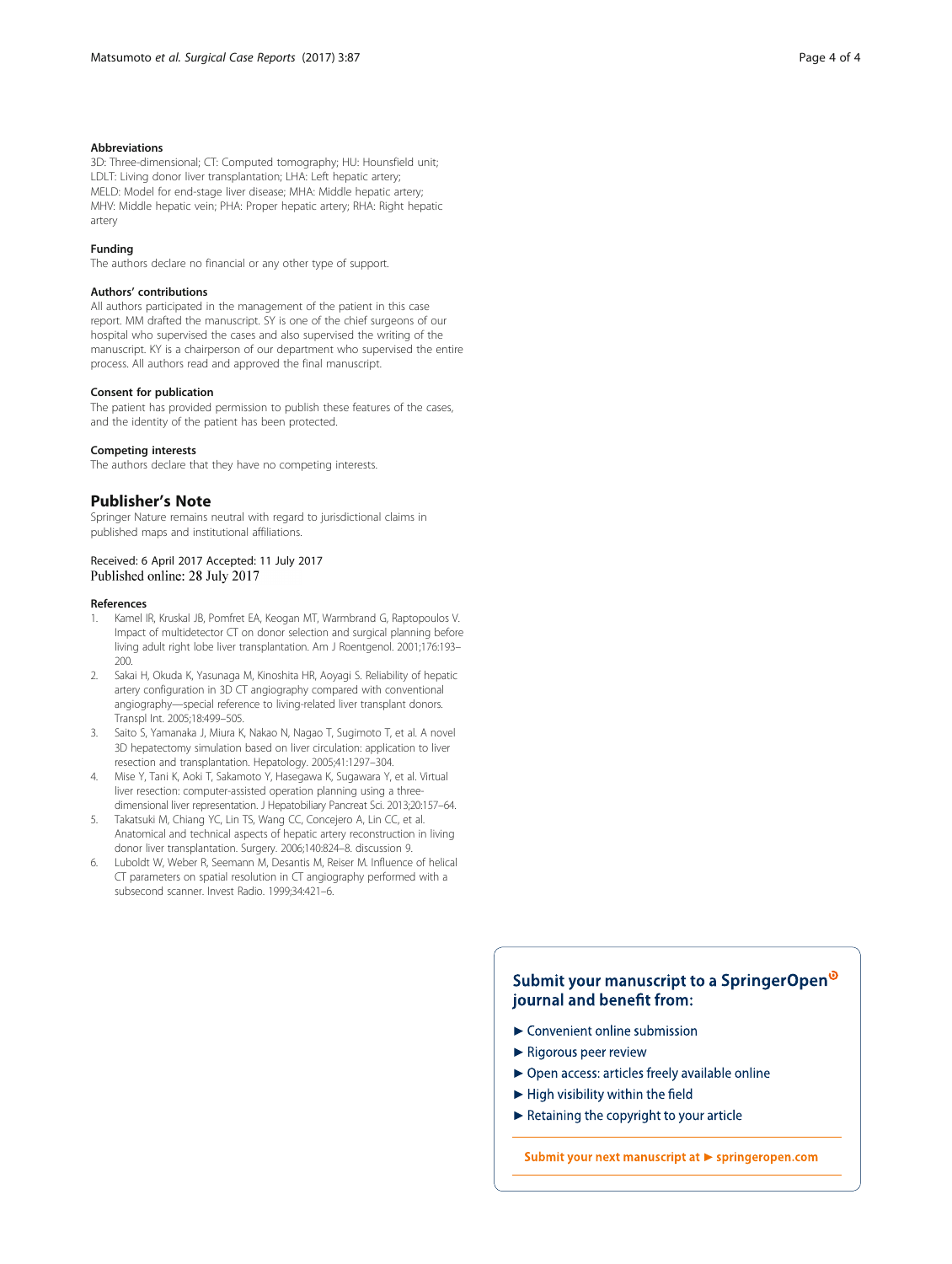### Abbreviations

3D: Three-dimensional; CT: Computed tomography; HU: Hounsfield unit; LDLT: Living donor liver transplantation; LHA: Left hepatic artery; MELD: Model for end-stage liver disease; MHA: Middle hepatic artery; MHV: Middle hepatic vein; PHA: Proper hepatic artery; RHA: Right hepatic artery

### Funding

The authors declare no financial or any other type of support.

### Authors' contributions

All authors participated in the management of the patient in this case report. MM drafted the manuscript. SY is one of the chief surgeons of our hospital who supervised the cases and also supervised the writing of the manuscript. KY is a chairperson of our department who supervised the entire process. All authors read and approved the final manuscript.

### Consent for publication

The patient has provided permission to publish these features of the cases, and the identity of the patient has been protected.

### Competing interests

The authors declare that they have no competing interests.

## Publisher's Note

Springer Nature remains neutral with regard to jurisdictional claims in published maps and institutional affiliations.

Received: 6 April 2017 Accepted: 11 July 2017
Published online: 28 July 2017

### References

1. Kamel IR, Kruskal JB, Pomfret EA, Keogan MT, Warmbrand G, Raptopoulos V. Impact of multidetector CT on donor selection and surgical planning before living adult right lobe liver transplantation. Am J Roentgenol. 2001;176:193–200.
2. Sakai H, Okuda K, Yasunaga M, Kinoshita HR, Aoyagi S. Reliability of hepatic artery configuration in 3D CT angiography compared with conventional angiography—special reference to living-related liver transplant donors. Transpl Int. 2005;18:499–505.
3. Saito S, Yamanaka J, Miura K, Nakao N, Nagao T, Sugimoto T, et al. A novel 3D hepatectomy simulation based on liver circulation: application to liver resection and transplantation. Hepatology. 2005;41:1297–304.
4. Mise Y, Tani K, Aoki T, Sakamoto Y, Hasegawa K, Sugawara Y, et al. Virtual liver resection: computer-assisted operation planning using a three-dimensional liver representation. J Hepatobiliary Pancreat Sci. 2013;20:157–64.
5. Takatsuki M, Chiang YC, Lin TS, Wang CC, Concejero A, Lin CC, et al. Anatomical and technical aspects of hepatic artery reconstruction in living donor liver transplantation. Surgery. 2006;140:824–8. discussion 9.
6. Luboldt W, Weber R, Seemann M, Desantis M, Reiser M. Influence of helical CT parameters on spatial resolution in CT angiography performed with a subsecond scanner. Invest Radio. 1999;34:421–6.

**Submit your manuscript to a SpringerOpen journal and benefit from:**

- ► Convenient online submission
- ► Rigorous peer review
- ► Open access: articles freely available online
- ► High visibility within the field
- ► Retaining the copyright to your article

**Submit your next manuscript at ► springeropen.com**